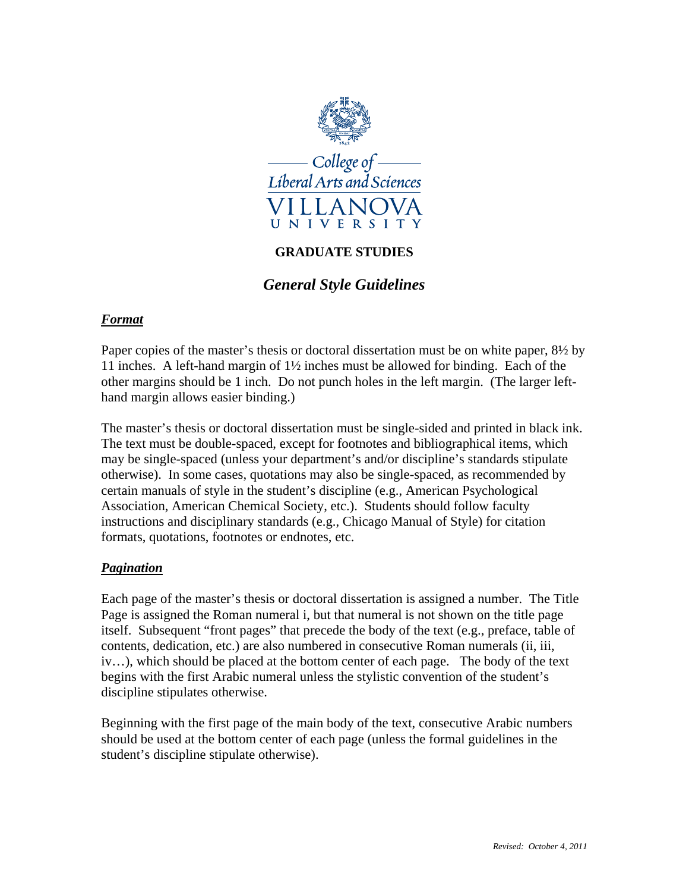College of Liberal Arts and Sciences

VILLANOVA UNIVERSITY

# GRADUATE STUDIES

## *General Style Guidelines*

### ***Format***

Paper copies of the master's thesis or doctoral dissertation must be on white paper, 8½ by 11 inches. A left-hand margin of 1½ inches must be allowed for binding. Each of the other margins should be 1 inch. Do not punch holes in the left margin. (The larger left-hand margin allows easier binding.)

The master's thesis or doctoral dissertation must be single-sided and printed in black ink. The text must be double-spaced, except for footnotes and bibliographical items, which may be single-spaced (unless your department's and/or discipline's standards stipulate otherwise). In some cases, quotations may also be single-spaced, as recommended by certain manuals of style in the student's discipline (e.g., American Psychological Association, American Chemical Society, etc.). Students should follow faculty instructions and disciplinary standards (e.g., Chicago Manual of Style) for citation formats, quotations, footnotes or endnotes, etc.

### ***Pagination***

Each page of the master's thesis or doctoral dissertation is assigned a number. The Title Page is assigned the Roman numeral i, but that numeral is not shown on the title page itself. Subsequent "front pages" that precede the body of the text (e.g., preface, table of contents, dedication, etc.) are also numbered in consecutive Roman numerals (ii, iii, iv…), which should be placed at the bottom center of each page. The body of the text begins with the first Arabic numeral unless the stylistic convention of the student's discipline stipulates otherwise.

Beginning with the first page of the main body of the text, consecutive Arabic numbers should be used at the bottom center of each page (unless the formal guidelines in the student's discipline stipulate otherwise).

*Revised: October 4, 2011*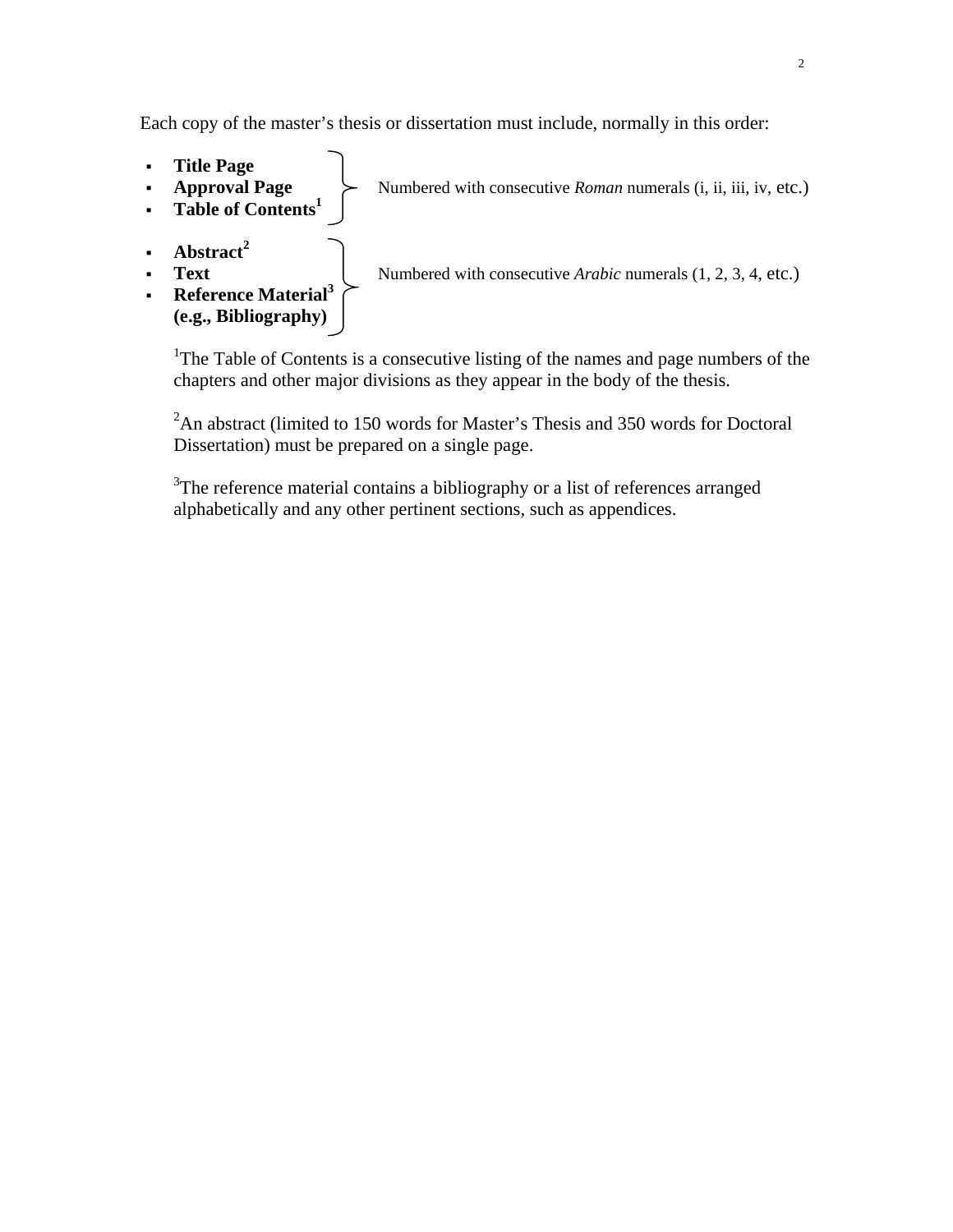Each copy of the master's thesis or dissertation must include, normally in this order:

- **Title Page**
- **Approval Page**
- **Table of Contents**[1]

Numbered with consecutive *Roman* numerals (i, ii, iii, iv, etc.)

- **Abstract**[2]
- **Text**
- **Reference Material**[3] **(e.g., Bibliography)**

Numbered with consecutive *Arabic* numerals (1, 2, 3, 4, etc.)

[1]The Table of Contents is a consecutive listing of the names and page numbers of the chapters and other major divisions as they appear in the body of the thesis.

[2]An abstract (limited to 150 words for Master's Thesis and 350 words for Doctoral Dissertation) must be prepared on a single page.

[3]The reference material contains a bibliography or a list of references arranged alphabetically and any other pertinent sections, such as appendices.